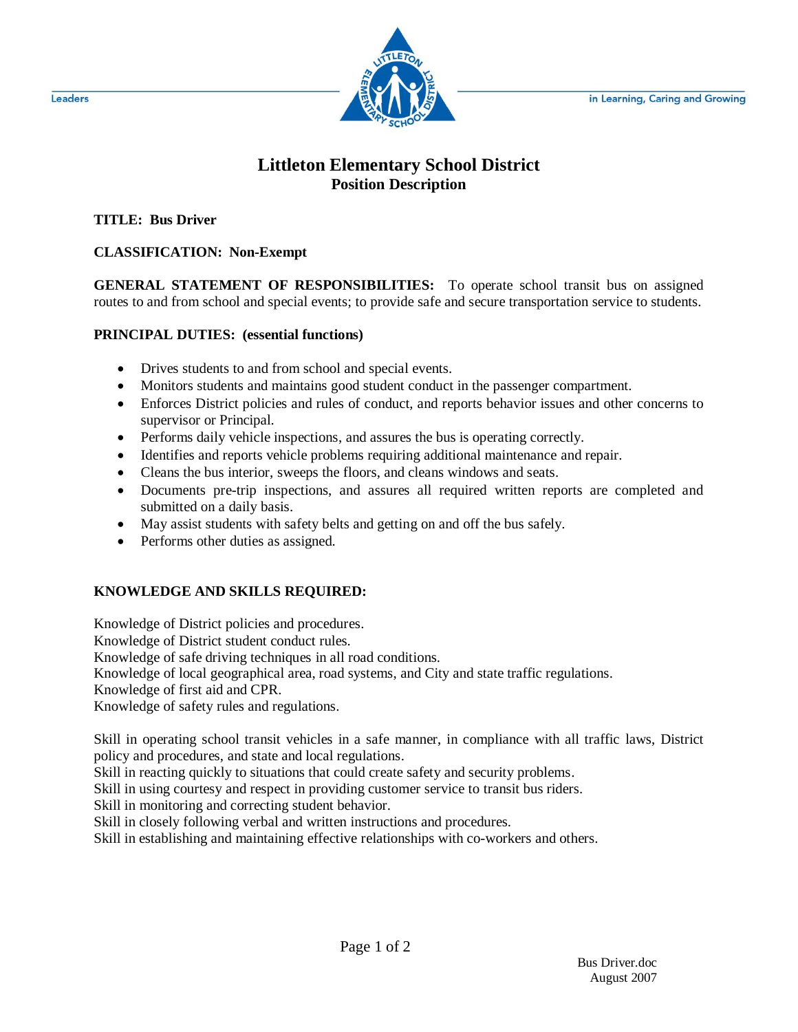Leaders — in Learning, Caring and Growing

# Littleton Elementary School District

## Position Description

**TITLE: Bus Driver**

**CLASSIFICATION: Non-Exempt**

**GENERAL STATEMENT OF RESPONSIBILITIES:** To operate school transit bus on assigned routes to and from school and special events; to provide safe and secure transportation service to students.

**PRINCIPAL DUTIES: (essential functions)**

- Drives students to and from school and special events.
- Monitors students and maintains good student conduct in the passenger compartment.
- Enforces District policies and rules of conduct, and reports behavior issues and other concerns to supervisor or Principal.
- Performs daily vehicle inspections, and assures the bus is operating correctly.
- Identifies and reports vehicle problems requiring additional maintenance and repair.
- Cleans the bus interior, sweeps the floors, and cleans windows and seats.
- Documents pre-trip inspections, and assures all required written reports are completed and submitted on a daily basis.
- May assist students with safety belts and getting on and off the bus safely.
- Performs other duties as assigned.

**KNOWLEDGE AND SKILLS REQUIRED:**

Knowledge of District policies and procedures.
Knowledge of District student conduct rules.
Knowledge of safe driving techniques in all road conditions.
Knowledge of local geographical area, road systems, and City and state traffic regulations.
Knowledge of first aid and CPR.
Knowledge of safety rules and regulations.

Skill in operating school transit vehicles in a safe manner, in compliance with all traffic laws, District policy and procedures, and state and local regulations.
Skill in reacting quickly to situations that could create safety and security problems.
Skill in using courtesy and respect in providing customer service to transit bus riders.
Skill in monitoring and correcting student behavior.
Skill in closely following verbal and written instructions and procedures.
Skill in establishing and maintaining effective relationships with co-workers and others.

Bus Driver.doc
August 2007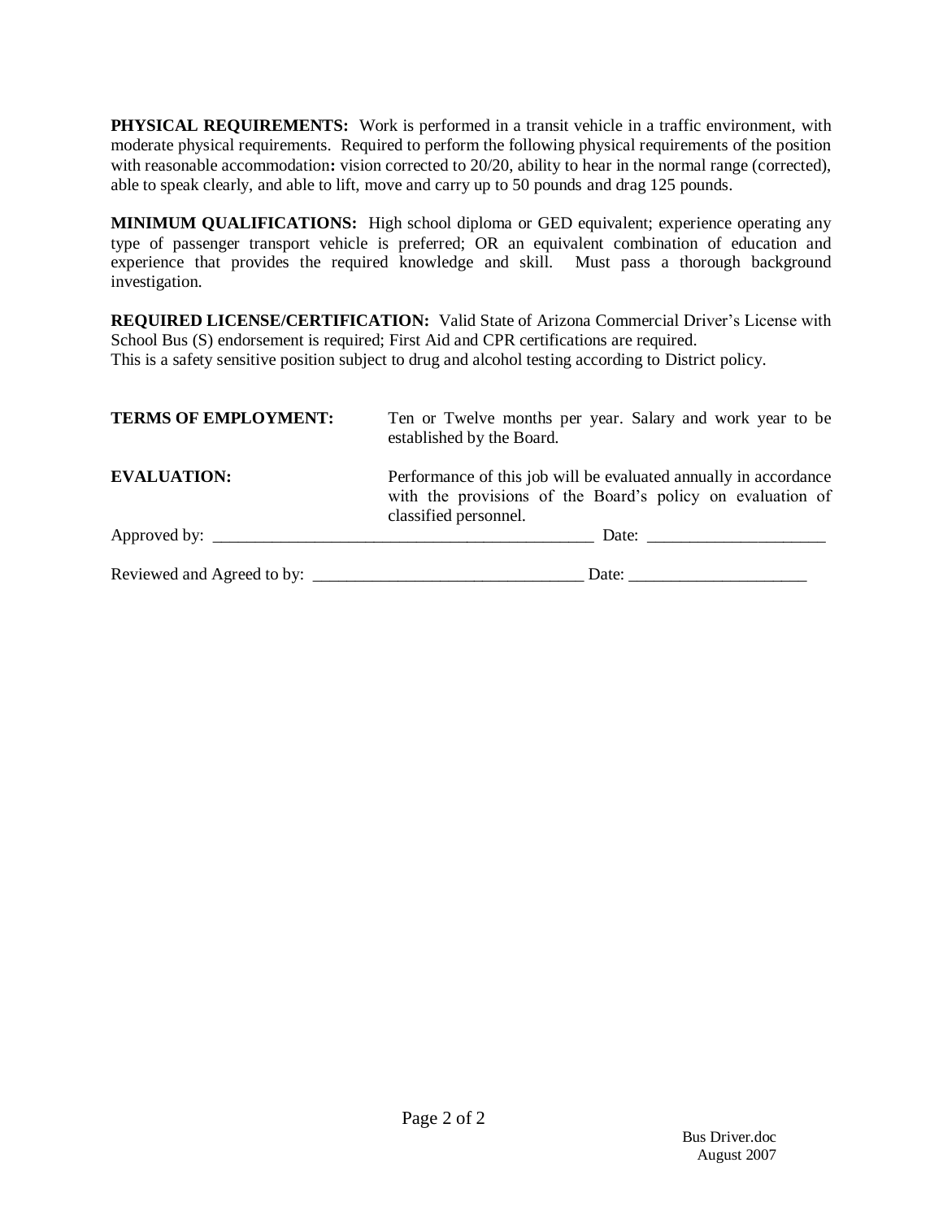**PHYSICAL REQUIREMENTS:** Work is performed in a transit vehicle in a traffic environment, with moderate physical requirements. Required to perform the following physical requirements of the position with reasonable accommodation**:** vision corrected to 20/20, ability to hear in the normal range (corrected), able to speak clearly, and able to lift, move and carry up to 50 pounds and drag 125 pounds.

**MINIMUM QUALIFICATIONS:** High school diploma or GED equivalent; experience operating any type of passenger transport vehicle is preferred; OR an equivalent combination of education and experience that provides the required knowledge and skill. Must pass a thorough background investigation.

**REQUIRED LICENSE/CERTIFICATION:** Valid State of Arizona Commercial Driver's License with School Bus (S) endorsement is required; First Aid and CPR certifications are required.
This is a safety sensitive position subject to drug and alcohol testing according to District policy.

| | |
|---|---|
| **TERMS OF EMPLOYMENT:** | Ten or Twelve months per year. Salary and work year to be established by the Board. |
| **EVALUATION:** | Performance of this job will be evaluated annually in accordance with the provisions of the Board's policy on evaluation of classified personnel. |

Approved by: _____________________________________________ Date: ____________________

Reviewed and Agreed to by: _______________________________ Date: ____________________

Bus Driver.doc
August 2007